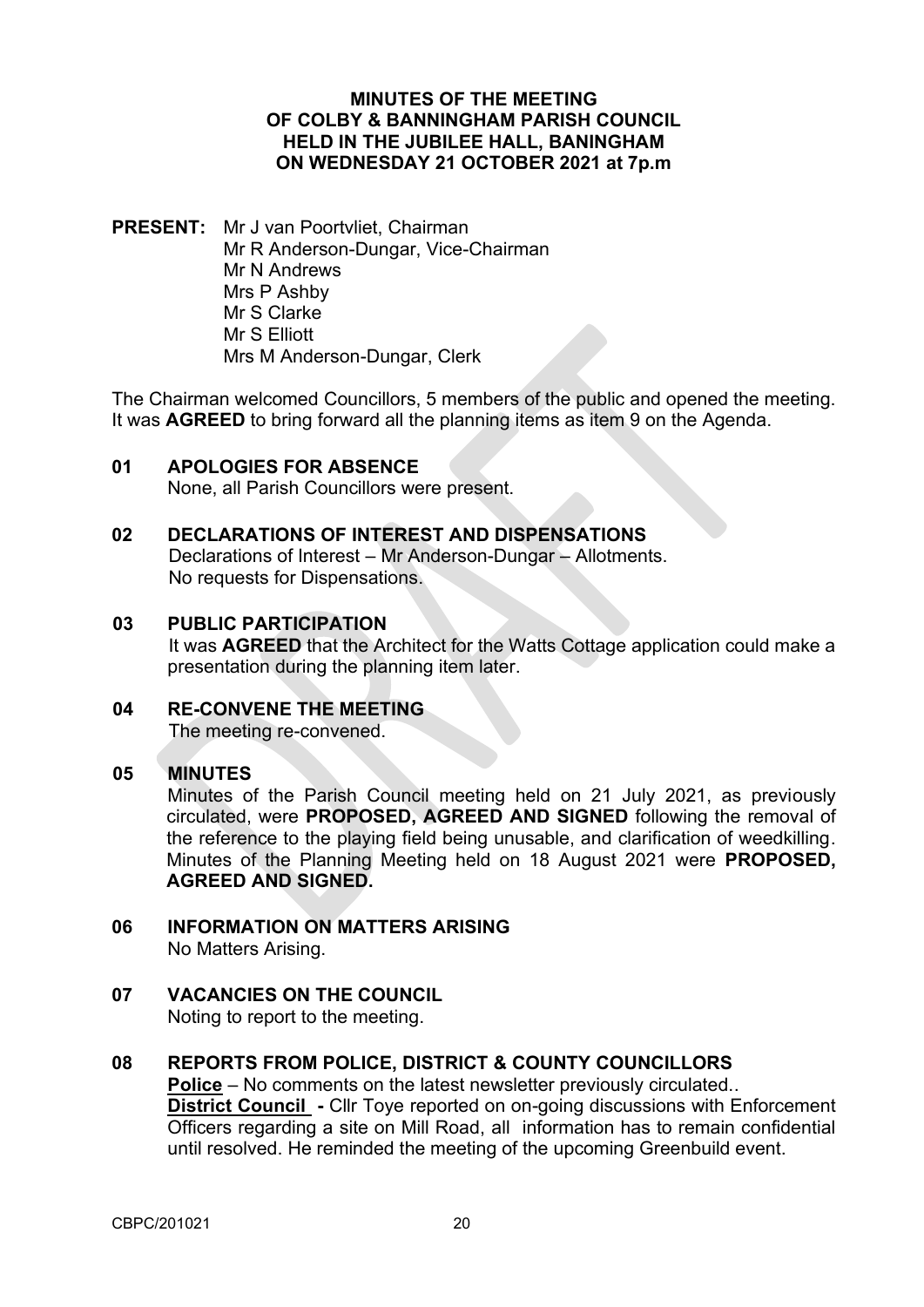# MINUTES OF THE MEETING OF COLBY & BANNINGHAM PARISH COUNCIL HELD IN THE JUBILEE HALL, BANINGHAM ON WEDNESDAY 21 OCTOBER 2021 at 7p.m

**PRESENT:** Mr J van Poortvliet, Chairman
Mr R Anderson-Dungar, Vice-Chairman
Mr N Andrews
Mrs P Ashby
Mr S Clarke
Mr S Elliott
Mrs M Anderson-Dungar, Clerk

The Chairman welcomed Councillors, 5 members of the public and opened the meeting. It was **AGREED** to bring forward all the planning items as item 9 on the Agenda.

## 01 APOLOGIES FOR ABSENCE

None, all Parish Councillors were present.

## 02 DECLARATIONS OF INTEREST AND DISPENSATIONS

Declarations of Interest – Mr Anderson-Dungar – Allotments.
No requests for Dispensations.

## 03 PUBLIC PARTICIPATION

It was **AGREED** that the Architect for the Watts Cottage application could make a presentation during the planning item later.

## 04 RE-CONVENE THE MEETING

The meeting re-convened.

## 05 MINUTES

Minutes of the Parish Council meeting held on 21 July 2021, as previously circulated, were **PROPOSED, AGREED AND SIGNED** following the removal of the reference to the playing field being unusable, and clarification of weedkilling. Minutes of the Planning Meeting held on 18 August 2021 were **PROPOSED, AGREED AND SIGNED.**

## 06 INFORMATION ON MATTERS ARISING

No Matters Arising.

## 07 VACANCIES ON THE COUNCIL

Noting to report to the meeting.

## 08 REPORTS FROM POLICE, DISTRICT & COUNTY COUNCILLORS

**Police** – No comments on the latest newsletter previously circulated..
**District Council -** Cllr Toye reported on on-going discussions with Enforcement Officers regarding a site on Mill Road, all information has to remain confidential until resolved. He reminded the meeting of the upcoming Greenbuild event.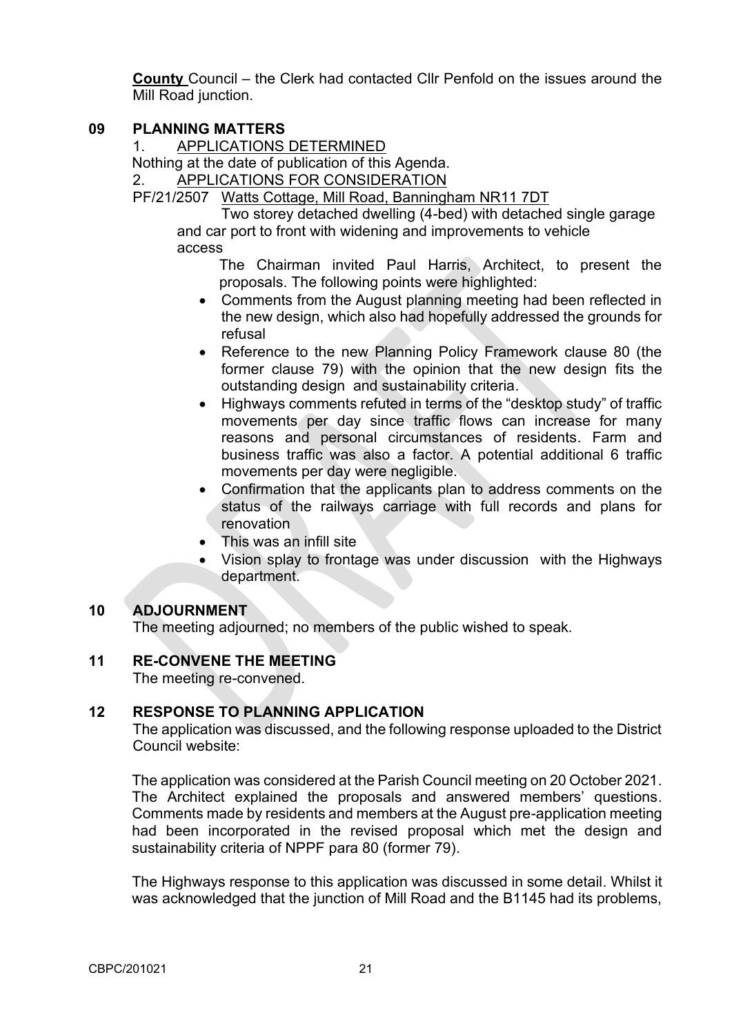**County** Council – the Clerk had contacted Cllr Penfold on the issues around the Mill Road junction.

## 09 PLANNING MATTERS

1. APPLICATIONS DETERMINED

Nothing at the date of publication of this Agenda.

2. APPLICATIONS FOR CONSIDERATION

PF/21/2507 Watts Cottage, Mill Road, Banningham NR11 7DT

Two storey detached dwelling (4-bed) with detached single garage and car port to front with widening and improvements to vehicle access

The Chairman invited Paul Harris, Architect, to present the proposals. The following points were highlighted:

- Comments from the August planning meeting had been reflected in the new design, which also had hopefully addressed the grounds for refusal
- Reference to the new Planning Policy Framework clause 80 (the former clause 79) with the opinion that the new design fits the outstanding design and sustainability criteria.
- Highways comments refuted in terms of the "desktop study" of traffic movements per day since traffic flows can increase for many reasons and personal circumstances of residents. Farm and business traffic was also a factor. A potential additional 6 traffic movements per day were negligible.
- Confirmation that the applicants plan to address comments on the status of the railways carriage with full records and plans for renovation
- This was an infill site
- Vision splay to frontage was under discussion with the Highways department.

## 10 ADJOURNMENT

The meeting adjourned; no members of the public wished to speak.

## 11 RE-CONVENE THE MEETING

The meeting re-convened.

## 12 RESPONSE TO PLANNING APPLICATION

The application was discussed, and the following response uploaded to the District Council website:

The application was considered at the Parish Council meeting on 20 October 2021. The Architect explained the proposals and answered members' questions. Comments made by residents and members at the August pre-application meeting had been incorporated in the revised proposal which met the design and sustainability criteria of NPPF para 80 (former 79).

The Highways response to this application was discussed in some detail. Whilst it was acknowledged that the junction of Mill Road and the B1145 had its problems,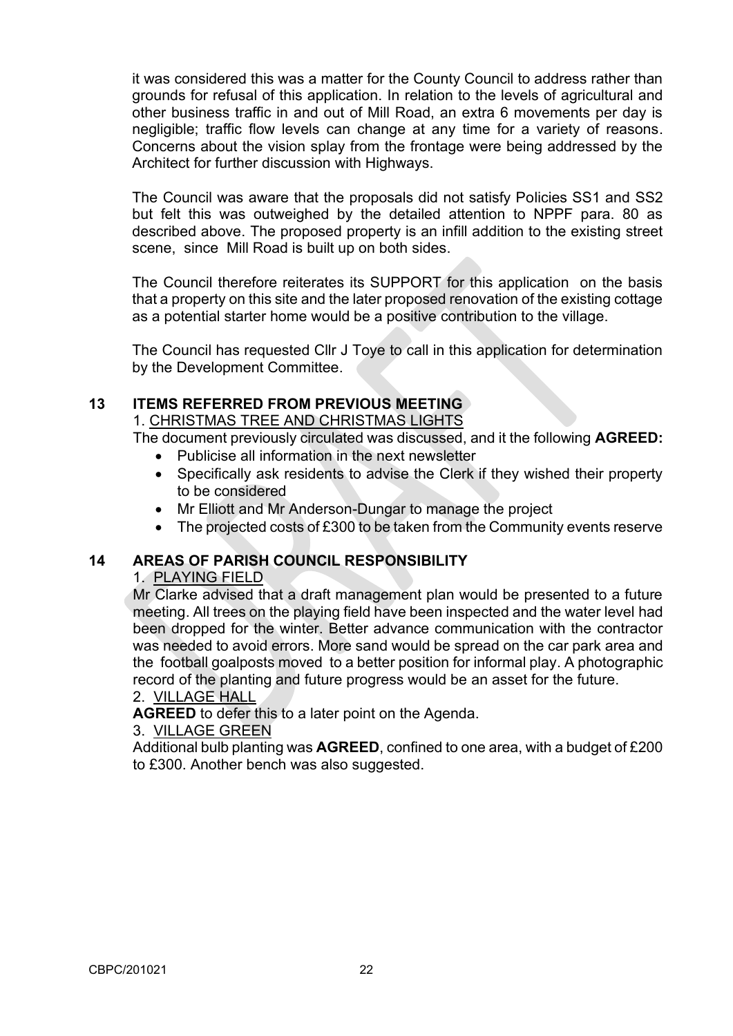it was considered this was a matter for the County Council to address rather than grounds for refusal of this application. In relation to the levels of agricultural and other business traffic in and out of Mill Road, an extra 6 movements per day is negligible; traffic flow levels can change at any time for a variety of reasons. Concerns about the vision splay from the frontage were being addressed by the Architect for further discussion with Highways.

The Council was aware that the proposals did not satisfy Policies SS1 and SS2 but felt this was outweighed by the detailed attention to NPPF para. 80 as described above. The proposed property is an infill addition to the existing street scene, since Mill Road is built up on both sides.

The Council therefore reiterates its SUPPORT for this application on the basis that a property on this site and the later proposed renovation of the existing cottage as a potential starter home would be a positive contribution to the village.

The Council has requested Cllr J Toye to call in this application for determination by the Development Committee.

## 13 ITEMS REFERRED FROM PREVIOUS MEETING

1. CHRISTMAS TREE AND CHRISTMAS LIGHTS

The document previously circulated was discussed, and it the following **AGREED:**

- Publicise all information in the next newsletter
- Specifically ask residents to advise the Clerk if they wished their property to be considered
- Mr Elliott and Mr Anderson-Dungar to manage the project
- The projected costs of £300 to be taken from the Community events reserve

## 14 AREAS OF PARISH COUNCIL RESPONSIBILITY

1. PLAYING FIELD

Mr Clarke advised that a draft management plan would be presented to a future meeting. All trees on the playing field have been inspected and the water level had been dropped for the winter. Better advance communication with the contractor was needed to avoid errors. More sand would be spread on the car park area and the football goalposts moved to a better position for informal play. A photographic record of the planting and future progress would be an asset for the future.

2. VILLAGE HALL

**AGREED** to defer this to a later point on the Agenda.

3. VILLAGE GREEN

Additional bulb planting was **AGREED**, confined to one area, with a budget of £200 to £300. Another bench was also suggested.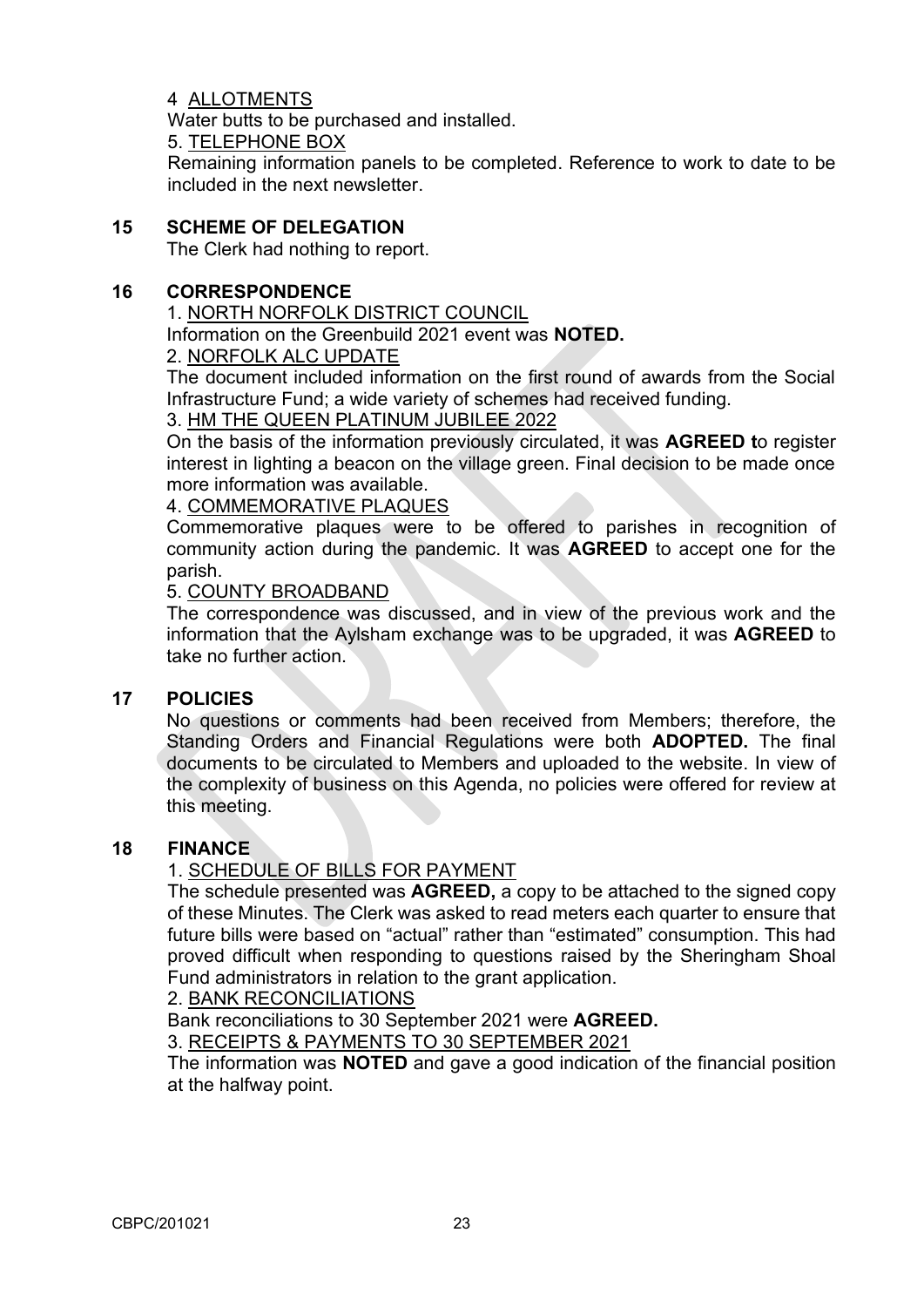4 ALLOTMENTS

Water butts to be purchased and installed.

5. TELEPHONE BOX

Remaining information panels to be completed. Reference to work to date to be included in the next newsletter.

## 15 SCHEME OF DELEGATION

The Clerk had nothing to report.

## 16 CORRESPONDENCE

1. NORTH NORFOLK DISTRICT COUNCIL

Information on the Greenbuild 2021 event was **NOTED.**

2. NORFOLK ALC UPDATE

The document included information on the first round of awards from the Social Infrastructure Fund; a wide variety of schemes had received funding.

3. HM THE QUEEN PLATINUM JUBILEE 2022

On the basis of the information previously circulated, it was **AGREED t**o register interest in lighting a beacon on the village green. Final decision to be made once more information was available.

4. COMMEMORATIVE PLAQUES

Commemorative plaques were to be offered to parishes in recognition of community action during the pandemic. It was **AGREED** to accept one for the parish.

5. COUNTY BROADBAND

The correspondence was discussed, and in view of the previous work and the information that the Aylsham exchange was to be upgraded, it was **AGREED** to take no further action.

## 17 POLICIES

No questions or comments had been received from Members; therefore, the Standing Orders and Financial Regulations were both **ADOPTED.** The final documents to be circulated to Members and uploaded to the website. In view of the complexity of business on this Agenda, no policies were offered for review at this meeting.

## 18 FINANCE

1. SCHEDULE OF BILLS FOR PAYMENT

The schedule presented was **AGREED,** a copy to be attached to the signed copy of these Minutes. The Clerk was asked to read meters each quarter to ensure that future bills were based on "actual" rather than "estimated" consumption. This had proved difficult when responding to questions raised by the Sheringham Shoal Fund administrators in relation to the grant application.

2. BANK RECONCILIATIONS

Bank reconciliations to 30 September 2021 were **AGREED.**

3. RECEIPTS & PAYMENTS TO 30 SEPTEMBER 2021

The information was **NOTED** and gave a good indication of the financial position at the halfway point.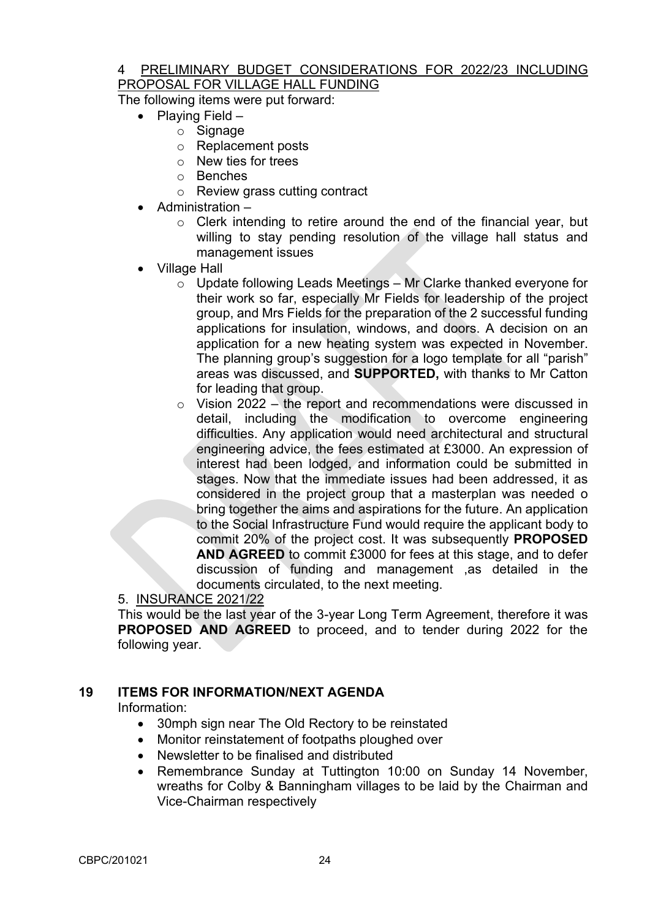4 PRELIMINARY BUDGET CONSIDERATIONS FOR 2022/23 INCLUDING PROPOSAL FOR VILLAGE HALL FUNDING

The following items were put forward:

- Playing Field –
  - Signage
  - Replacement posts
  - New ties for trees
  - Benches
  - Review grass cutting contract
- Administration –
  - Clerk intending to retire around the end of the financial year, but willing to stay pending resolution of the village hall status and management issues
- Village Hall
  - Update following Leads Meetings – Mr Clarke thanked everyone for their work so far, especially Mr Fields for leadership of the project group, and Mrs Fields for the preparation of the 2 successful funding applications for insulation, windows, and doors. A decision on an application for a new heating system was expected in November. The planning group's suggestion for a logo template for all "parish" areas was discussed, and **SUPPORTED,** with thanks to Mr Catton for leading that group.
  - Vision 2022 – the report and recommendations were discussed in detail, including the modification to overcome engineering difficulties. Any application would need architectural and structural engineering advice, the fees estimated at £3000. An expression of interest had been lodged, and information could be submitted in stages. Now that the immediate issues had been addressed, it as considered in the project group that a masterplan was needed o bring together the aims and aspirations for the future. An application to the Social Infrastructure Fund would require the applicant body to commit 20% of the project cost. It was subsequently **PROPOSED AND AGREED** to commit £3000 for fees at this stage, and to defer discussion of funding and management ,as detailed in the documents circulated, to the next meeting.

5. INSURANCE 2021/22

This would be the last year of the 3-year Long Term Agreement, therefore it was **PROPOSED AND AGREED** to proceed, and to tender during 2022 for the following year.

## 19 ITEMS FOR INFORMATION/NEXT AGENDA

Information:

- 30mph sign near The Old Rectory to be reinstated
- Monitor reinstatement of footpaths ploughed over
- Newsletter to be finalised and distributed
- Remembrance Sunday at Tuttington 10:00 on Sunday 14 November, wreaths for Colby & Banningham villages to be laid by the Chairman and Vice-Chairman respectively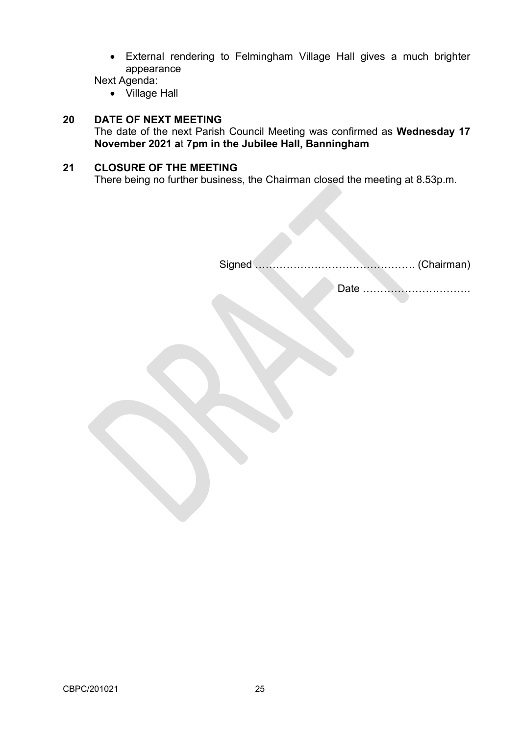- External rendering to Felmingham Village Hall gives a much brighter appearance

Next Agenda:

- Village Hall

## 20 DATE OF NEXT MEETING

The date of the next Parish Council Meeting was confirmed as **Wednesday 17 November 2021 at 7pm in the Jubilee Hall, Banningham**

## 21 CLOSURE OF THE MEETING

There being no further business, the Chairman closed the meeting at 8.53p.m.

Signed ………………………………………. (Chairman)

Date …………………………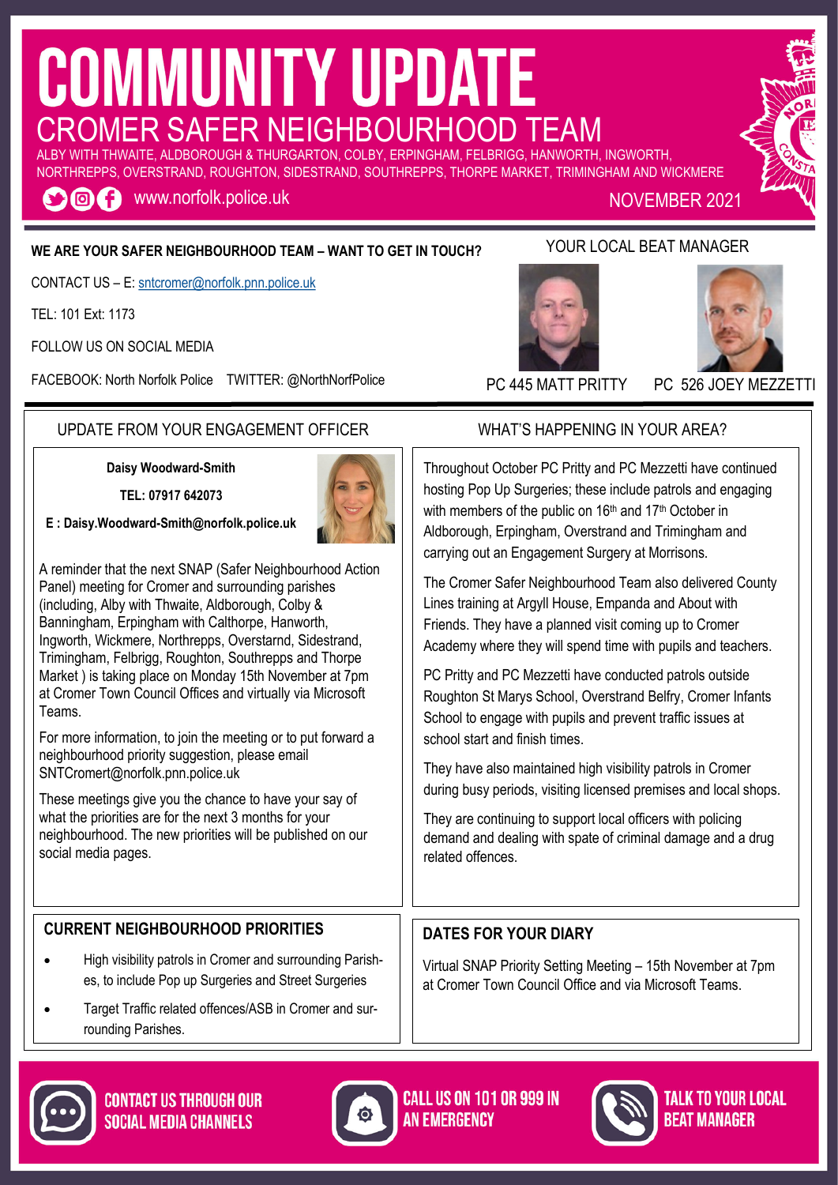# COMMUNITY UPDATE

## CROMER SAFER NEIGHBOURHOOD TEAM

ALBY WITH THWAITE, ALDBOROUGH & THURGARTON, COLBY, ERPINGHAM, FELBRIGG, HANWORTH, INGWORTH, NORTHREPPS, OVERSTRAND, ROUGHTON, SIDESTRAND, SOUTHREPPS, THORPE MARKET, TRIMINGHAM AND WICKMERE

www.norfolk.police.uk

NOVEMBER 2021

**WE ARE YOUR SAFER NEIGHBOURHOOD TEAM – WANT TO GET IN TOUCH?**

CONTACT US – E: sntcromer@norfolk.pnn.police.uk

TEL: 101 Ext: 1173

FOLLOW US ON SOCIAL MEDIA

FACEBOOK: North Norfolk Police TWITTER: @NorthNorfPolice

### YOUR LOCAL BEAT MANAGER

PC 445 MATT PRITTY

PC 526 JOEY MEZZETTI

### UPDATE FROM YOUR ENGAGEMENT OFFICER

**Daisy Woodward-Smith**

**TEL: 07917 642073**

**E : Daisy.Woodward-Smith@norfolk.police.uk**

A reminder that the next SNAP (Safer Neighbourhood Action Panel) meeting for Cromer and surrounding parishes (including, Alby with Thwaite, Aldborough, Colby & Banningham, Erpingham with Calthorpe, Hanworth, Ingworth, Wickmere, Northrepps, Overstarnd, Sidestrand, Trimingham, Felbrigg, Roughton, Southrepps and Thorpe Market ) is taking place on Monday 15th November at 7pm at Cromer Town Council Offices and virtually via Microsoft Teams.

For more information, to join the meeting or to put forward a neighbourhood priority suggestion, please email SNTCromert@norfolk.pnn.police.uk

These meetings give you the chance to have your say of what the priorities are for the next 3 months for your neighbourhood. The new priorities will be published on our social media pages.

### WHAT'S HAPPENING IN YOUR AREA?

Throughout October PC Pritty and PC Mezzetti have continued hosting Pop Up Surgeries; these include patrols and engaging with members of the public on 16th and 17th October in Aldborough, Erpingham, Overstrand and Trimingham and carrying out an Engagement Surgery at Morrisons.

The Cromer Safer Neighbourhood Team also delivered County Lines training at Argyll House, Empanda and About with Friends. They have a planned visit coming up to Cromer Academy where they will spend time with pupils and teachers.

PC Pritty and PC Mezzetti have conducted patrols outside Roughton St Marys School, Overstrand Belfry, Cromer Infants School to engage with pupils and prevent traffic issues at school start and finish times.

They have also maintained high visibility patrols in Cromer during busy periods, visiting licensed premises and local shops.

They are continuing to support local officers with policing demand and dealing with spate of criminal damage and a drug related offences.

### CURRENT NEIGHBOURHOOD PRIORITIES

- High visibility patrols in Cromer and surrounding Parishes, to include Pop up Surgeries and Street Surgeries
- Target Traffic related offences/ASB in Cromer and surrounding Parishes.

### DATES FOR YOUR DIARY

Virtual SNAP Priority Setting Meeting – 15th November at 7pm at Cromer Town Council Office and via Microsoft Teams.

CONTACT US THROUGH OUR SOCIAL MEDIA CHANNELS

CALL US ON 101 OR 999 IN AN EMERGENCY

TALK TO YOUR LOCAL BEAT MANAGER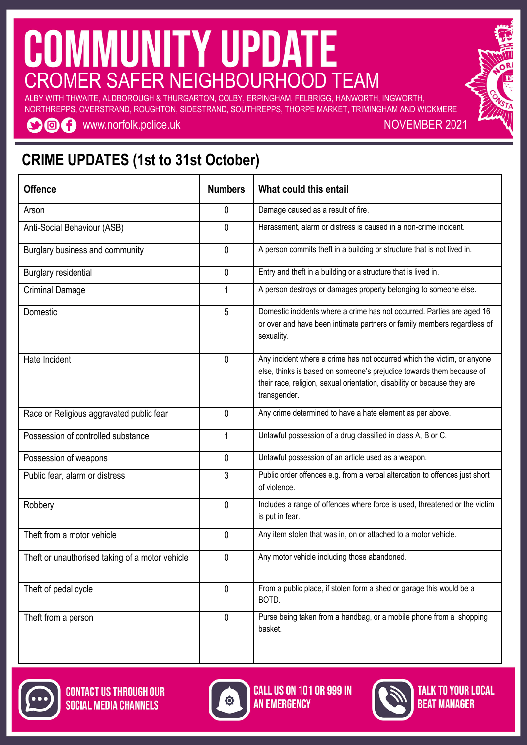# COMMUNITY UPDATE

## CROMER SAFER NEIGHBOURHOOD TEAM

ALBY WITH THWAITE, ALDBOROUGH & THURGARTON, COLBY, ERPINGHAM, FELBRIGG, HANWORTH, INGWORTH, NORTHREPPS, OVERSTRAND, ROUGHTON, SIDESTRAND, SOUTHREPPS, THORPE MARKET, TRIMINGHAM AND WICKMERE

www.norfolk.police.uk

NOVEMBER 2021

## CRIME UPDATES (1st to 31st October)

| Offence | Numbers | What could this entail |
|---|---|---|
| Arson | 0 | Damage caused as a result of fire. |
| Anti-Social Behaviour (ASB) | 0 | Harassment, alarm or distress is caused in a non-crime incident. |
| Burglary business and community | 0 | A person commits theft in a building or structure that is not lived in. |
| Burglary residential | 0 | Entry and theft in a building or a structure that is lived in. |
| Criminal Damage | 1 | A person destroys or damages property belonging to someone else. |
| Domestic | 5 | Domestic incidents where a crime has not occurred. Parties are aged 16 or over and have been intimate partners or family members regardless of sexuality. |
| Hate Incident | 0 | Any incident where a crime has not occurred which the victim, or anyone else, thinks is based on someone's prejudice towards them because of their race, religion, sexual orientation, disability or because they are transgender. |
| Race or Religious aggravated public fear | 0 | Any crime determined to have a hate element as per above. |
| Possession of controlled substance | 1 | Unlawful possession of a drug classified in class A, B or C. |
| Possession of weapons | 0 | Unlawful possession of an article used as a weapon. |
| Public fear, alarm or distress | 3 | Public order offences e.g. from a verbal altercation to offences just short of violence. |
| Robbery | 0 | Includes a range of offences where force is used, threatened or the victim is put in fear. |
| Theft from a motor vehicle | 0 | Any item stolen that was in, on or attached to a motor vehicle. |
| Theft or unauthorised taking of a motor vehicle | 0 | Any motor vehicle including those abandoned. |
| Theft of pedal cycle | 0 | From a public place, if stolen form a shed or garage this would be a BOTD. |
| Theft from a person | 0 | Purse being taken from a handbag, or a mobile phone from a shopping basket. |

CONTACT US THROUGH OUR SOCIAL MEDIA CHANNELS

CALL US ON 101 OR 999 IN AN EMERGENCY

TALK TO YOUR LOCAL BEAT MANAGER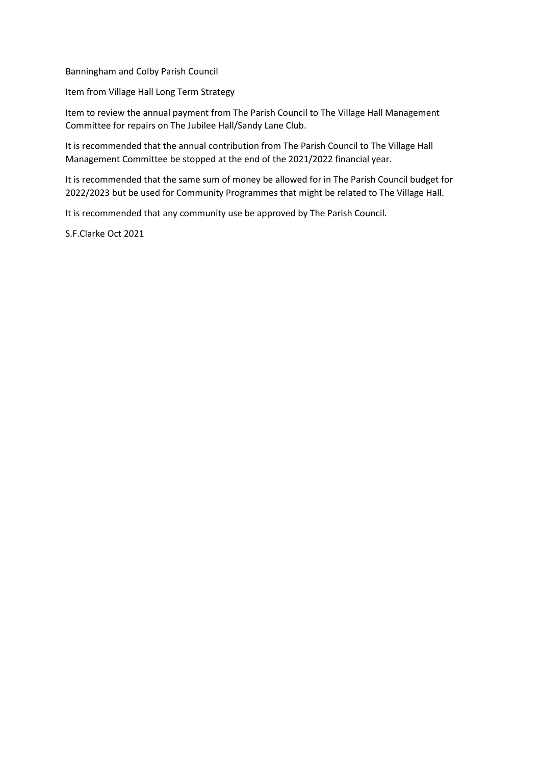Banningham and Colby Parish Council

Item from Village Hall Long Term Strategy

Item to review the annual payment from The Parish Council to The Village Hall Management Committee for repairs on The Jubilee Hall/Sandy Lane Club.

It is recommended that the annual contribution from The Parish Council to The Village Hall Management Committee be stopped at the end of the 2021/2022 financial year.

It is recommended that the same sum of money be allowed for in The Parish Council budget for 2022/2023 but be used for Community Programmes that might be related to The Village Hall.

It is recommended that any community use be approved by The Parish Council.

S.F.Clarke Oct 2021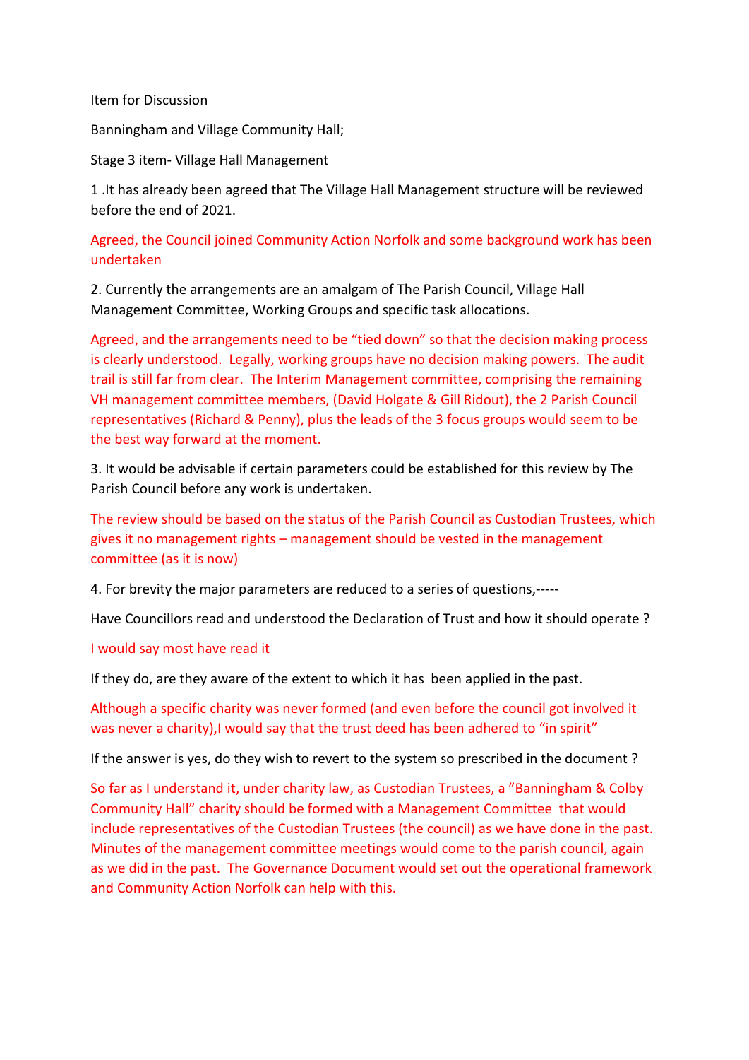Item for Discussion

Banningham and Village Community Hall;

Stage 3 item- Village Hall Management

1 .It has already been agreed that The Village Hall Management structure will be reviewed before the end of 2021.

Agreed, the Council joined Community Action Norfolk and some background work has been undertaken

2. Currently the arrangements are an amalgam of The Parish Council, Village Hall Management Committee, Working Groups and specific task allocations.

Agreed, and the arrangements need to be "tied down" so that the decision making process is clearly understood. Legally, working groups have no decision making powers. The audit trail is still far from clear. The Interim Management committee, comprising the remaining VH management committee members, (David Holgate & Gill Ridout), the 2 Parish Council representatives (Richard & Penny), plus the leads of the 3 focus groups would seem to be the best way forward at the moment.

3. It would be advisable if certain parameters could be established for this review by The Parish Council before any work is undertaken.

The review should be based on the status of the Parish Council as Custodian Trustees, which gives it no management rights – management should be vested in the management committee (as it is now)

4. For brevity the major parameters are reduced to a series of questions,-----

Have Councillors read and understood the Declaration of Trust and how it should operate ?

I would say most have read it

If they do, are they aware of the extent to which it has been applied in the past.

Although a specific charity was never formed (and even before the council got involved it was never a charity),I would say that the trust deed has been adhered to "in spirit"

If the answer is yes, do they wish to revert to the system so prescribed in the document ?

So far as I understand it, under charity law, as Custodian Trustees, a "Banningham & Colby Community Hall" charity should be formed with a Management Committee that would include representatives of the Custodian Trustees (the council) as we have done in the past. Minutes of the management committee meetings would come to the parish council, again as we did in the past. The Governance Document would set out the operational framework and Community Action Norfolk can help with this.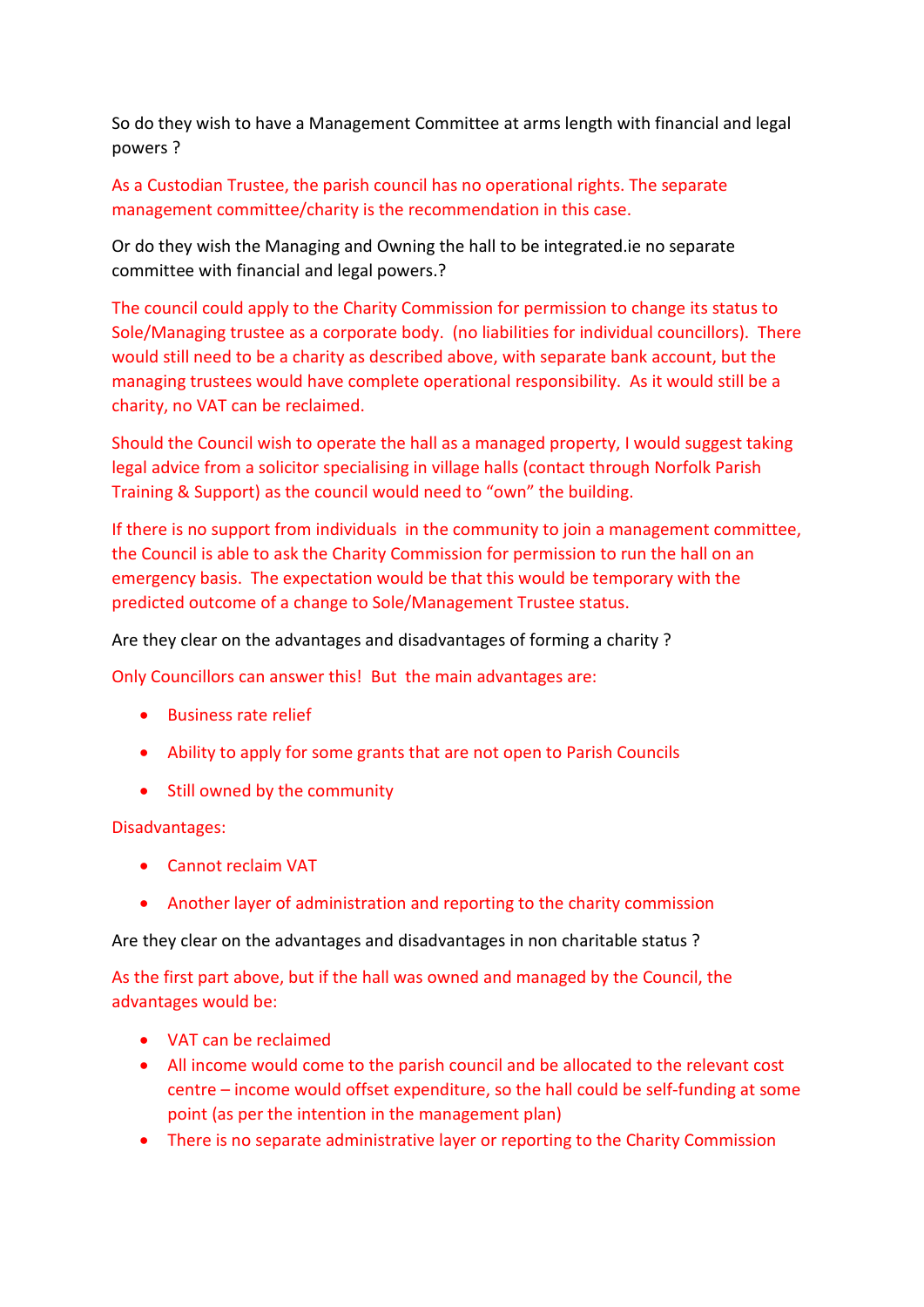So do they wish to have a Management Committee at arms length with financial and legal powers ?

As a Custodian Trustee, the parish council has no operational rights. The separate management committee/charity is the recommendation in this case.

Or do they wish the Managing and Owning the hall to be integrated.ie no separate committee with financial and legal powers.?

The council could apply to the Charity Commission for permission to change its status to Sole/Managing trustee as a corporate body. (no liabilities for individual councillors). There would still need to be a charity as described above, with separate bank account, but the managing trustees would have complete operational responsibility. As it would still be a charity, no VAT can be reclaimed.

Should the Council wish to operate the hall as a managed property, I would suggest taking legal advice from a solicitor specialising in village halls (contact through Norfolk Parish Training & Support) as the council would need to "own" the building.

If there is no support from individuals in the community to join a management committee, the Council is able to ask the Charity Commission for permission to run the hall on an emergency basis. The expectation would be that this would be temporary with the predicted outcome of a change to Sole/Management Trustee status.

Are they clear on the advantages and disadvantages of forming a charity ?

Only Councillors can answer this! But the main advantages are:

- Business rate relief
- Ability to apply for some grants that are not open to Parish Councils
- Still owned by the community

Disadvantages:

- Cannot reclaim VAT
- Another layer of administration and reporting to the charity commission

Are they clear on the advantages and disadvantages in non charitable status ?

As the first part above, but if the hall was owned and managed by the Council, the advantages would be:

- VAT can be reclaimed
- All income would come to the parish council and be allocated to the relevant cost centre – income would offset expenditure, so the hall could be self-funding at some point (as per the intention in the management plan)
- There is no separate administrative layer or reporting to the Charity Commission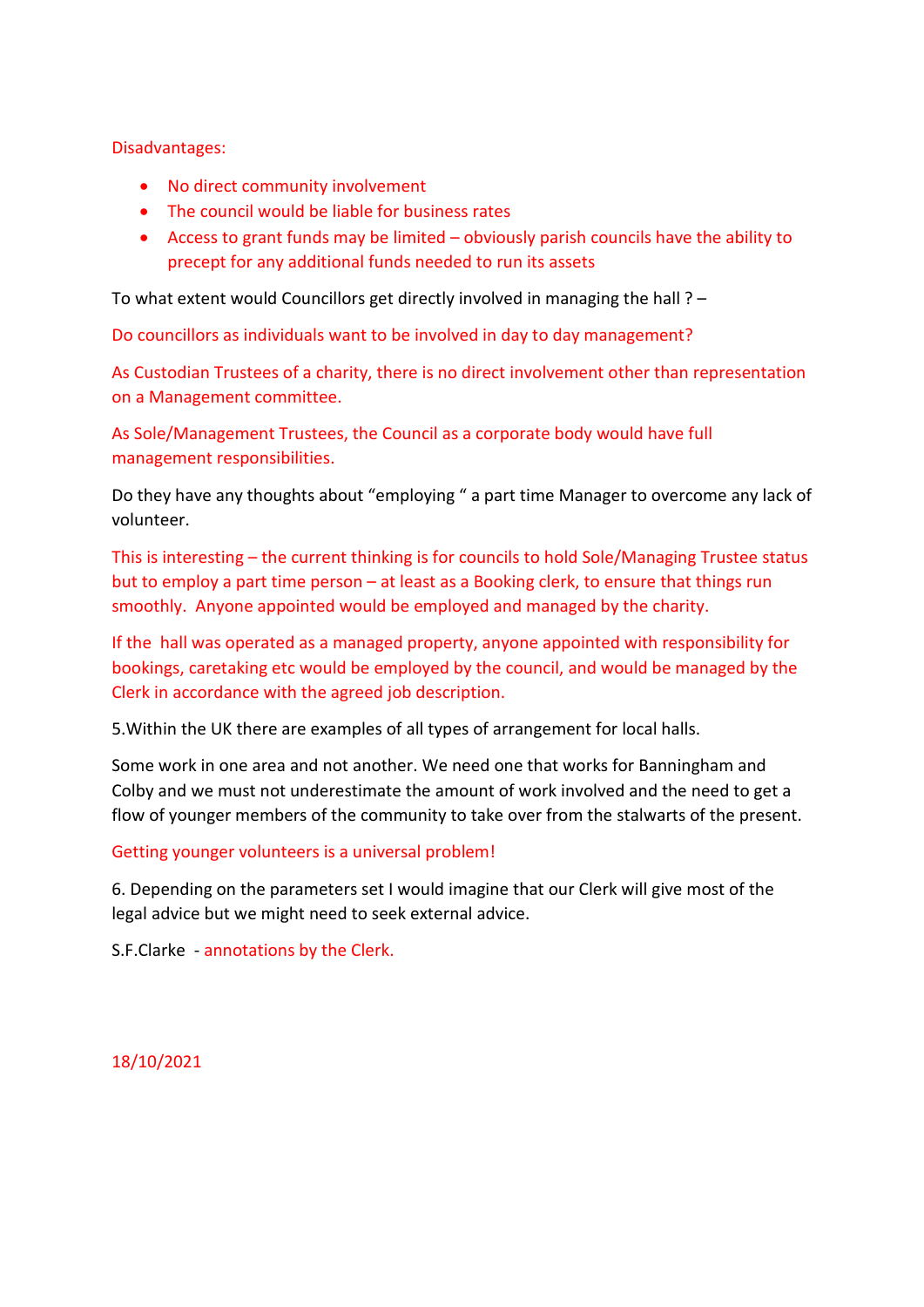Disadvantages:

- No direct community involvement
- The council would be liable for business rates
- Access to grant funds may be limited – obviously parish councils have the ability to precept for any additional funds needed to run its assets

To what extent would Councillors get directly involved in managing the hall ? –

Do councillors as individuals want to be involved in day to day management?

As Custodian Trustees of a charity, there is no direct involvement other than representation on a Management committee.

As Sole/Management Trustees, the Council as a corporate body would have full management responsibilities.

Do they have any thoughts about "employing " a part time Manager to overcome any lack of volunteer.

This is interesting – the current thinking is for councils to hold Sole/Managing Trustee status but to employ a part time person – at least as a Booking clerk, to ensure that things run smoothly. Anyone appointed would be employed and managed by the charity.

If the hall was operated as a managed property, anyone appointed with responsibility for bookings, caretaking etc would be employed by the council, and would be managed by the Clerk in accordance with the agreed job description.

5.Within the UK there are examples of all types of arrangement for local halls.

Some work in one area and not another. We need one that works for Banningham and Colby and we must not underestimate the amount of work involved and the need to get a flow of younger members of the community to take over from the stalwarts of the present.

Getting younger volunteers is a universal problem!

6. Depending on the parameters set I would imagine that our Clerk will give most of the legal advice but we might need to seek external advice.

S.F.Clarke - annotations by the Clerk.

18/10/2021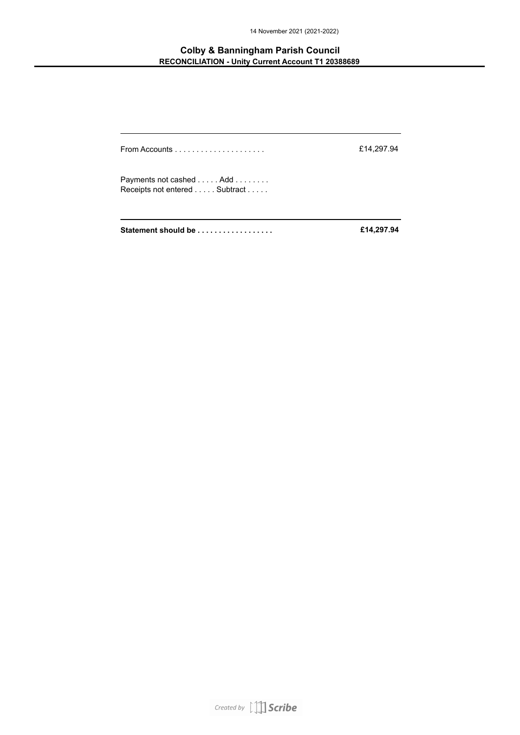14 November 2021 (2021-2022)

## Colby & Banningham Parish Council

**RECONCILIATION - Unity Current Account T1 20388689**

| | |
|---|---|
| From Accounts . . . . . . . . . . . . . . . . . . . . . | £14,297.94 |
| Payments not cashed . . . . . Add . . . . . . . . | |
| Receipts not entered . . . . . Subtract . . . . . | |
| **Statement should be . . . . . . . . . . . . . . . . . .** | **£14,297.94** |

Created by Scribe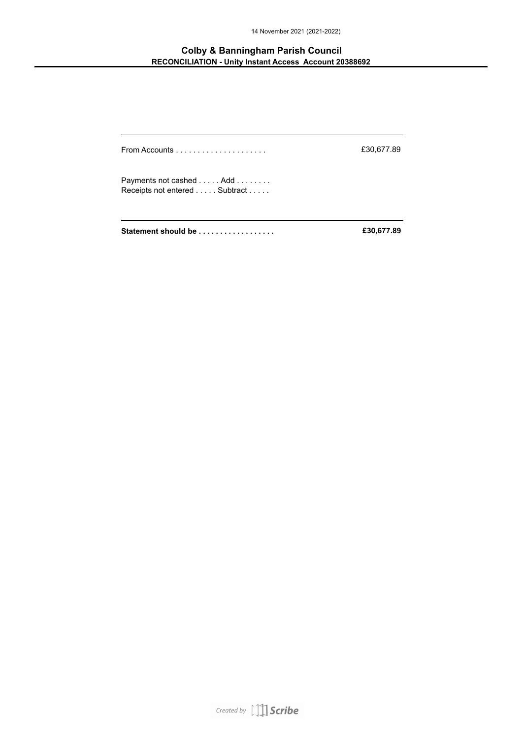14 November 2021 (2021-2022)

## Colby & Banningham Parish Council

**RECONCILIATION - Unity Instant Access Account 20388692**

| | |
|---|---|
| From Accounts . . . . . . . . . . . . . . . . . . . . . | £30,677.89 |
| Payments not cashed . . . . . Add . . . . . . . . | |
| Receipts not entered . . . . . Subtract . . . . . | |
| **Statement should be . . . . . . . . . . . . . . . . . .** | **£30,677.89** |

Created by Scribe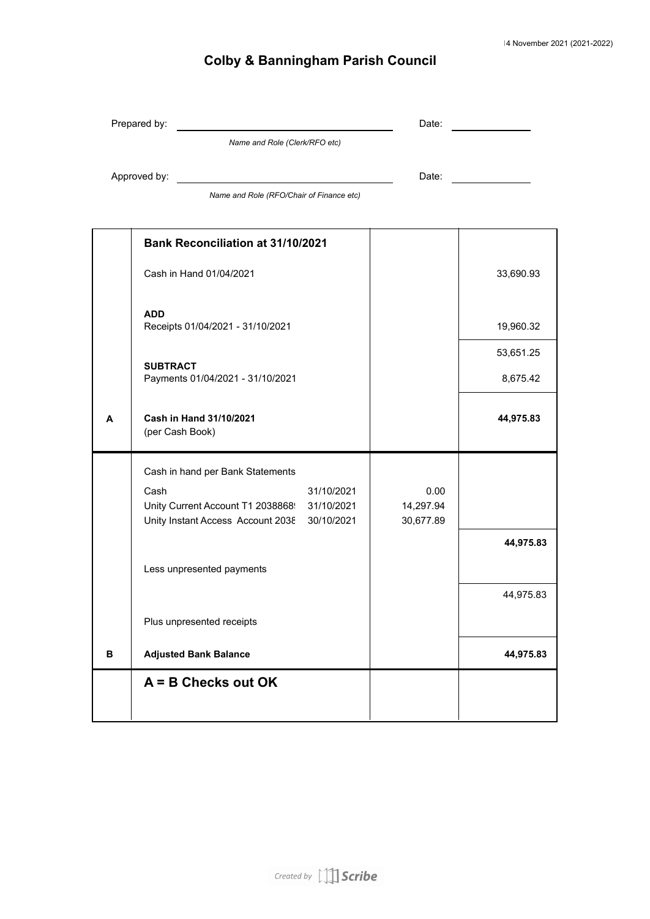# Colby & Banningham Parish Council

Prepared by: ______________________ Date: __________

*Name and Role (Clerk/RFO etc)*

Approved by: ______________________ Date: __________

*Name and Role (RFO/Chair of Finance etc)*

| | **Bank Reconciliation at 31/10/2021** | | |
|---|---|---|---|
| | Cash in Hand 01/04/2021 | | 33,690.93 |
| | **ADD** Receipts 01/04/2021 - 31/10/2021 | | 19,960.32 |
| | | | 53,651.25 |
| | **SUBTRACT** Payments 01/04/2021 - 31/10/2021 | | 8,675.42 |
| **A** | **Cash in Hand 31/10/2021** (per Cash Book) | | **44,975.83** |
| | Cash in hand per Bank Statements | | |
| | Cash 31/10/2021 | 0.00 | |
| | Unity Current Account T1 20388689 31/10/2021 | 14,297.94 | |
| | Unity Instant Access Account 2038 30/10/2021 | 30,677.89 | |
| | | | **44,975.83** |
| | Less unpresented payments | | |
| | | | 44,975.83 |
| | Plus unpresented receipts | | |
| **B** | **Adjusted Bank Balance** | | **44,975.83** |
| | **A = B Checks out OK** | | |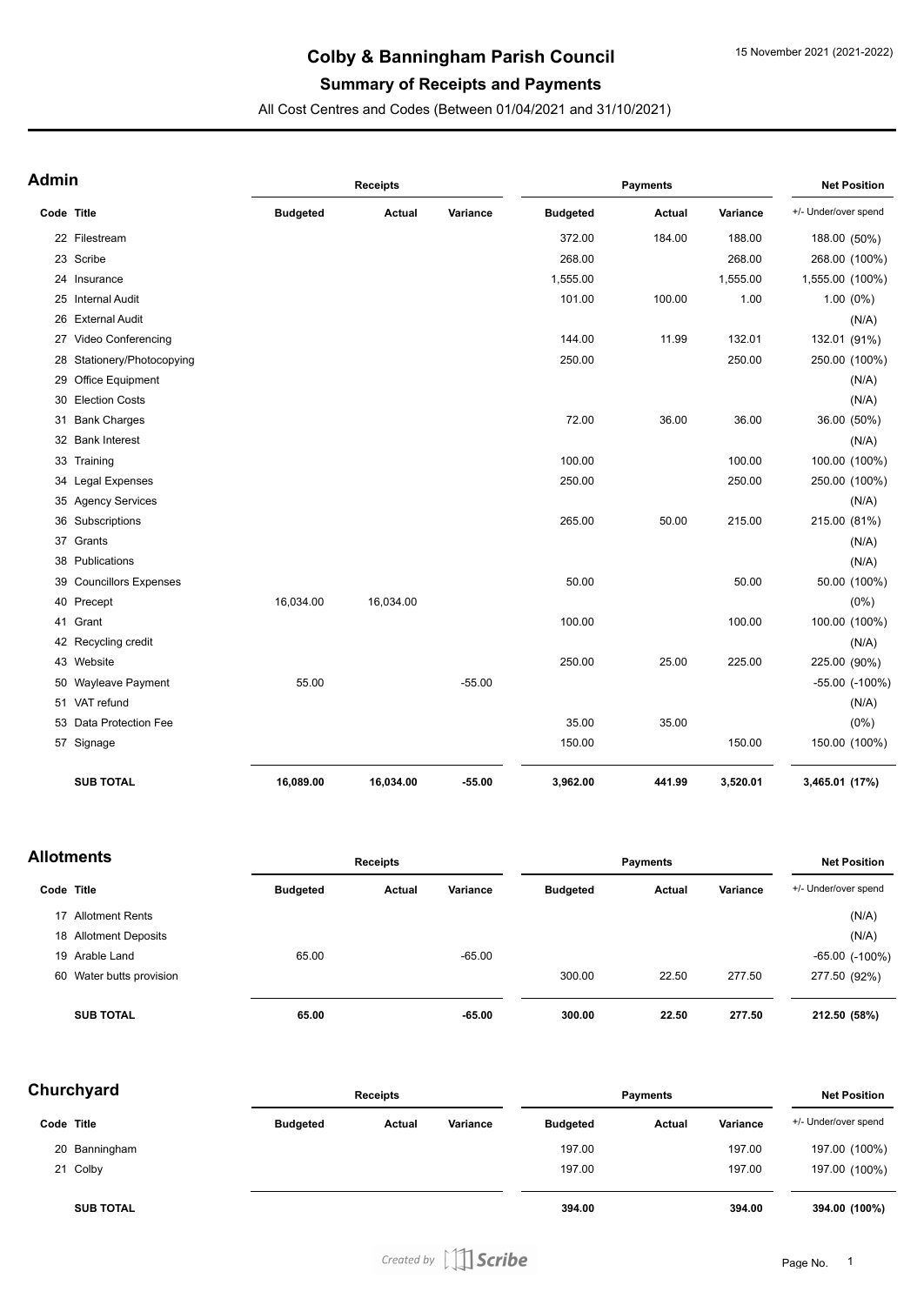# Colby & Banningham Parish Council

## Summary of Receipts and Payments

All Cost Centres and Codes (Between 01/04/2021 and 31/10/2021)

15 November 2021 (2021-2022)

### Admin

| Code | Title | Receipts Budgeted | Receipts Actual | Receipts Variance | Payments Budgeted | Payments Actual | Payments Variance | Net Position +/- Under/over spend |
|---|---|---|---|---|---|---|---|---|
| 22 | Filestream | | | | 372.00 | 184.00 | 188.00 | 188.00 (50%) |
| 23 | Scribe | | | | 268.00 | | 268.00 | 268.00 (100%) |
| 24 | Insurance | | | | 1,555.00 | | 1,555.00 | 1,555.00 (100%) |
| 25 | Internal Audit | | | | 101.00 | 100.00 | 1.00 | 1.00 (0%) |
| 26 | External Audit | | | | | | | (N/A) |
| 27 | Video Conferencing | | | | 144.00 | 11.99 | 132.01 | 132.01 (91%) |
| 28 | Stationery/Photocopying | | | | 250.00 | | 250.00 | 250.00 (100%) |
| 29 | Office Equipment | | | | | | | (N/A) |
| 30 | Election Costs | | | | | | | (N/A) |
| 31 | Bank Charges | | | | 72.00 | 36.00 | 36.00 | 36.00 (50%) |
| 32 | Bank Interest | | | | | | | (N/A) |
| 33 | Training | | | | 100.00 | | 100.00 | 100.00 (100%) |
| 34 | Legal Expenses | | | | 250.00 | | 250.00 | 250.00 (100%) |
| 35 | Agency Services | | | | | | | (N/A) |
| 36 | Subscriptions | | | | 265.00 | 50.00 | 215.00 | 215.00 (81%) |
| 37 | Grants | | | | | | | (N/A) |
| 38 | Publications | | | | | | | (N/A) |
| 39 | Councillors Expenses | | | | 50.00 | | 50.00 | 50.00 (100%) |
| 40 | Precept | 16,034.00 | 16,034.00 | | | | | (0%) |
| 41 | Grant | | | | 100.00 | | 100.00 | 100.00 (100%) |
| 42 | Recycling credit | | | | | | | (N/A) |
| 43 | Website | | | | 250.00 | 25.00 | 225.00 | 225.00 (90%) |
| 50 | Wayleave Payment | 55.00 | | -55.00 | | | | -55.00 (-100%) |
| 51 | VAT refund | | | | | | | (N/A) |
| 53 | Data Protection Fee | | | | 35.00 | 35.00 | | (0%) |
| 57 | Signage | | | | 150.00 | | 150.00 | 150.00 (100%) |
| | **SUB TOTAL** | **16,089.00** | **16,034.00** | **-55.00** | **3,962.00** | **441.99** | **3,520.01** | **3,465.01 (17%)** |

### Allotments

| Code | Title | Receipts Budgeted | Receipts Actual | Receipts Variance | Payments Budgeted | Payments Actual | Payments Variance | Net Position +/- Under/over spend |
|---|---|---|---|---|---|---|---|---|
| 17 | Allotment Rents | | | | | | | (N/A) |
| 18 | Allotment Deposits | | | | | | | (N/A) |
| 19 | Arable Land | 65.00 | | -65.00 | | | | -65.00 (-100%) |
| 60 | Water butts provision | | | | 300.00 | 22.50 | 277.50 | 277.50 (92%) |
| | **SUB TOTAL** | **65.00** | | **-65.00** | **300.00** | **22.50** | **277.50** | **212.50 (58%)** |

### Churchyard

| Code | Title | Receipts Budgeted | Receipts Actual | Receipts Variance | Payments Budgeted | Payments Actual | Payments Variance | Net Position +/- Under/over spend |
|---|---|---|---|---|---|---|---|---|
| 20 | Banningham | | | | 197.00 | | 197.00 | 197.00 (100%) |
| 21 | Colby | | | | 197.00 | | 197.00 | 197.00 (100%) |
| | **SUB TOTAL** | | | | **394.00** | | **394.00** | **394.00 (100%)** |

Created by Scribe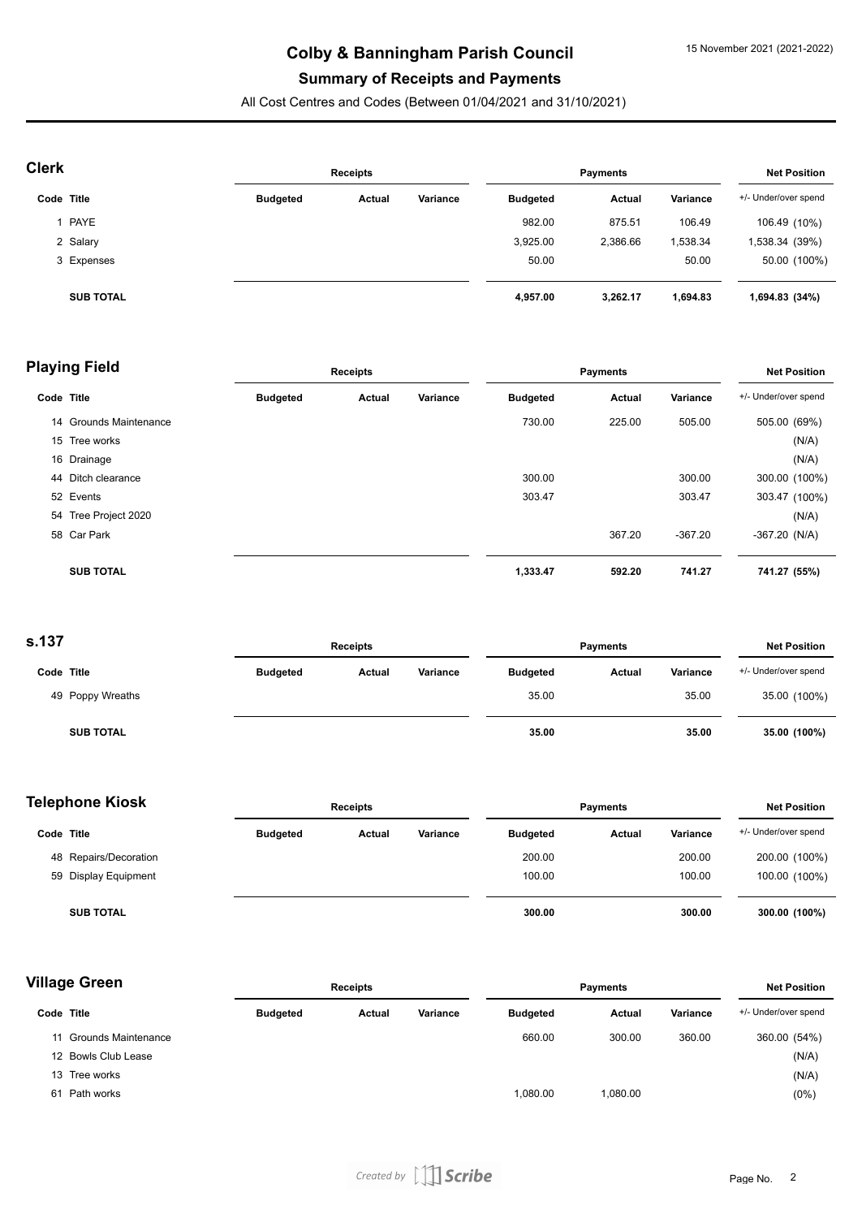# Colby & Banningham Parish Council

15 November 2021 (2021-2022)

## Summary of Receipts and Payments

All Cost Centres and Codes (Between 01/04/2021 and 31/10/2021)

### Clerk

| Code | Title | Receipts Budgeted | Receipts Actual | Receipts Variance | Payments Budgeted | Payments Actual | Payments Variance | Net Position +/- Under/over spend |
|---|---|---|---|---|---|---|---|---|
| 1 | PAYE | | | | 982.00 | 875.51 | 106.49 | 106.49 (10%) |
| 2 | Salary | | | | 3,925.00 | 2,386.66 | 1,538.34 | 1,538.34 (39%) |
| 3 | Expenses | | | | 50.00 | | 50.00 | 50.00 (100%) |
| | **SUB TOTAL** | | | | **4,957.00** | **3,262.17** | **1,694.83** | **1,694.83 (34%)** |

### Playing Field

| Code | Title | Receipts Budgeted | Receipts Actual | Receipts Variance | Payments Budgeted | Payments Actual | Payments Variance | Net Position +/- Under/over spend |
|---|---|---|---|---|---|---|---|---|
| 14 | Grounds Maintenance | | | | 730.00 | 225.00 | 505.00 | 505.00 (69%) |
| 15 | Tree works | | | | | | | (N/A) |
| 16 | Drainage | | | | | | | (N/A) |
| 44 | Ditch clearance | | | | 300.00 | | 300.00 | 300.00 (100%) |
| 52 | Events | | | | 303.47 | | 303.47 | 303.47 (100%) |
| 54 | Tree Project 2020 | | | | | | | (N/A) |
| 58 | Car Park | | | | | 367.20 | -367.20 | -367.20 (N/A) |
| | **SUB TOTAL** | | | | **1,333.47** | **592.20** | **741.27** | **741.27 (55%)** |

### s.137

| Code | Title | Receipts Budgeted | Receipts Actual | Receipts Variance | Payments Budgeted | Payments Actual | Payments Variance | Net Position +/- Under/over spend |
|---|---|---|---|---|---|---|---|---|
| 49 | Poppy Wreaths | | | | 35.00 | | 35.00 | 35.00 (100%) |
| | **SUB TOTAL** | | | | **35.00** | | **35.00** | **35.00 (100%)** |

### Telephone Kiosk

| Code | Title | Receipts Budgeted | Receipts Actual | Receipts Variance | Payments Budgeted | Payments Actual | Payments Variance | Net Position +/- Under/over spend |
|---|---|---|---|---|---|---|---|---|
| 48 | Repairs/Decoration | | | | 200.00 | | 200.00 | 200.00 (100%) |
| 59 | Display Equipment | | | | 100.00 | | 100.00 | 100.00 (100%) |
| | **SUB TOTAL** | | | | **300.00** | | **300.00** | **300.00 (100%)** |

### Village Green

| Code | Title | Receipts Budgeted | Receipts Actual | Receipts Variance | Payments Budgeted | Payments Actual | Payments Variance | Net Position +/- Under/over spend |
|---|---|---|---|---|---|---|---|---|
| 11 | Grounds Maintenance | | | | 660.00 | 300.00 | 360.00 | 360.00 (54%) |
| 12 | Bowls Club Lease | | | | | | | (N/A) |
| 13 | Tree works | | | | | | | (N/A) |
| 61 | Path works | | | | 1,080.00 | 1,080.00 | | (0%) |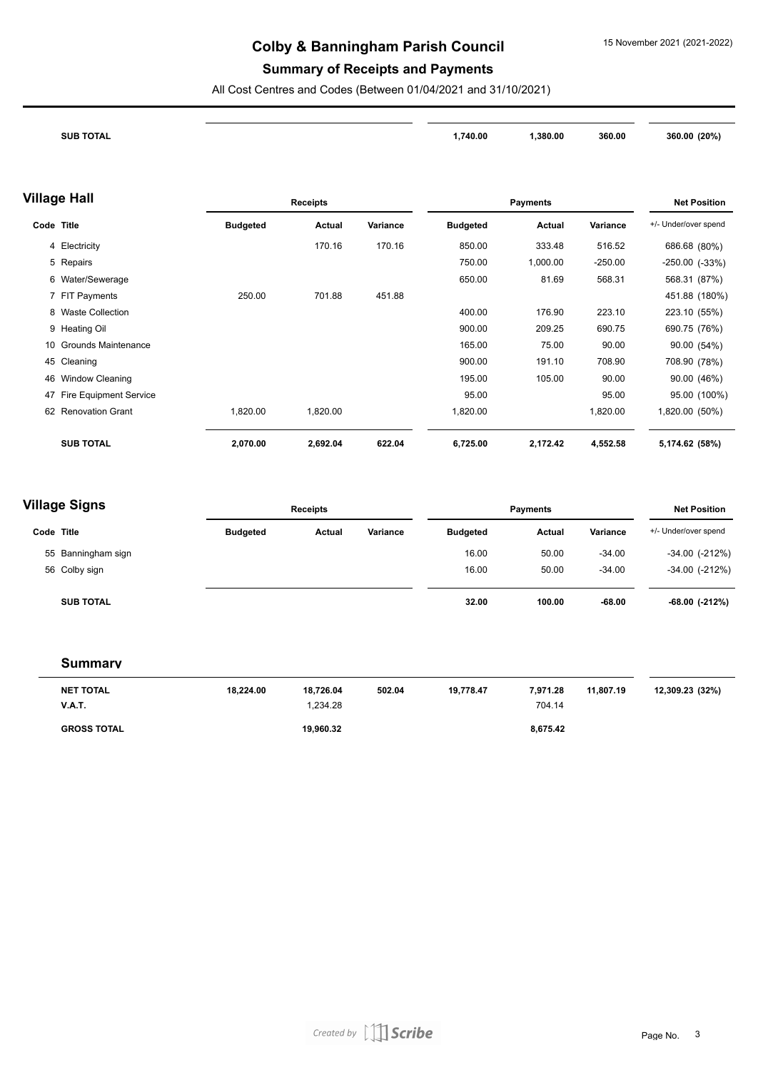# Colby & Banningham Parish Council

## Summary of Receipts and Payments

All Cost Centres and Codes (Between 01/04/2021 and 31/10/2021)

| | | | | | | | | |
|---|---|---|---|---|---|---|---|---|
| **SUB TOTAL** | | | | **1,740.00** | **1,380.00** | **360.00** | **360.00 (20%)** |

## Village Hall

| Code | Title | Receipts | | | Payments | | | Net Position |
|---|---|---|---|---|---|---|---|---|
| | | **Budgeted** | **Actual** | **Variance** | **Budgeted** | **Actual** | **Variance** | +/- Under/over spend |
| 4 | Electricity | | 170.16 | 170.16 | 850.00 | 333.48 | 516.52 | 686.68 (80%) |
| 5 | Repairs | | | | 750.00 | 1,000.00 | -250.00 | -250.00 (-33%) |
| 6 | Water/Sewerage | | | | 650.00 | 81.69 | 568.31 | 568.31 (87%) |
| 7 | FIT Payments | 250.00 | 701.88 | 451.88 | | | | 451.88 (180%) |
| 8 | Waste Collection | | | | 400.00 | 176.90 | 223.10 | 223.10 (55%) |
| 9 | Heating Oil | | | | 900.00 | 209.25 | 690.75 | 690.75 (76%) |
| 10 | Grounds Maintenance | | | | 165.00 | 75.00 | 90.00 | 90.00 (54%) |
| 45 | Cleaning | | | | 900.00 | 191.10 | 708.90 | 708.90 (78%) |
| 46 | Window Cleaning | | | | 195.00 | 105.00 | 90.00 | 90.00 (46%) |
| 47 | Fire Equipment Service | | | | 95.00 | | 95.00 | 95.00 (100%) |
| 62 | Renovation Grant | 1,820.00 | 1,820.00 | | 1,820.00 | | 1,820.00 | 1,820.00 (50%) |
| | **SUB TOTAL** | **2,070.00** | **2,692.04** | **622.04** | **6,725.00** | **2,172.42** | **4,552.58** | **5,174.62 (58%)** |

## Village Signs

| Code | Title | Receipts | | | Payments | | | Net Position |
|---|---|---|---|---|---|---|---|---|
| | | **Budgeted** | **Actual** | **Variance** | **Budgeted** | **Actual** | **Variance** | +/- Under/over spend |
| 55 | Banningham sign | | | | 16.00 | 50.00 | -34.00 | -34.00 (-212%) |
| 56 | Colby sign | | | | 16.00 | 50.00 | -34.00 | -34.00 (-212%) |
| | **SUB TOTAL** | | | | **32.00** | **100.00** | **-68.00** | **-68.00 (-212%)** |

## Summary

| | | | | | | | |
|---|---|---|---|---|---|---|---|
| **NET TOTAL** | **18,224.00** | **18,726.04** | **502.04** | **19,778.47** | **7,971.28** | **11,807.19** | **12,309.23 (32%)** |
| **V.A.T.** | | 1,234.28 | | | 704.14 | | |
| **GROSS TOTAL** | | **19,960.32** | | | **8,675.42** | | |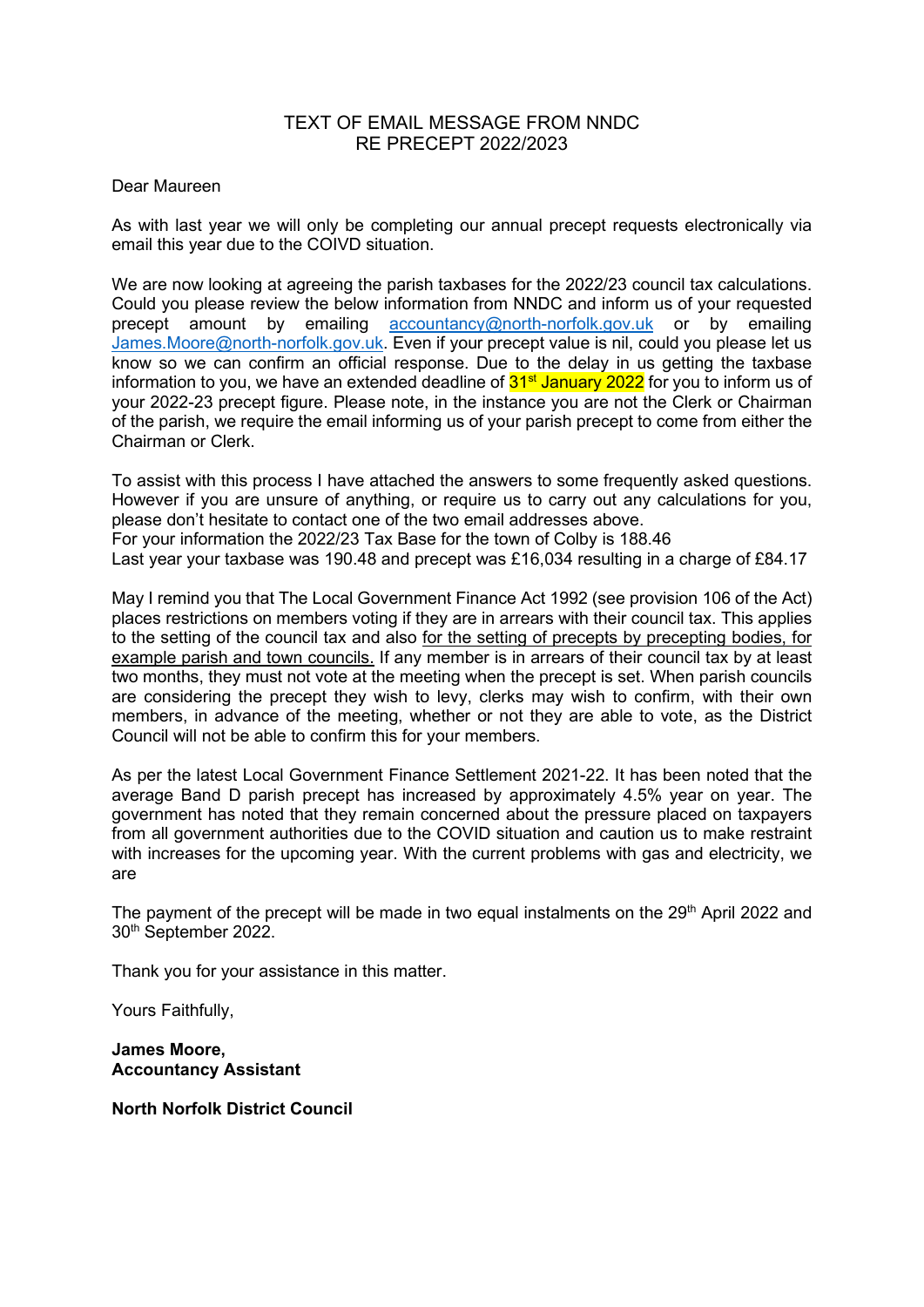TEXT OF EMAIL MESSAGE FROM NNDC
RE PRECEPT 2022/2023

Dear Maureen

As with last year we will only be completing our annual precept requests electronically via email this year due to the COIVD situation.

We are now looking at agreeing the parish taxbases for the 2022/23 council tax calculations. Could you please review the below information from NNDC and inform us of your requested precept amount by emailing accountancy@north-norfolk.gov.uk or by emailing James.Moore@north-norfolk.gov.uk. Even if your precept value is nil, could you please let us know so we can confirm an official response. Due to the delay in us getting the taxbase information to you, we have an extended deadline of 31st January 2022 for you to inform us of your 2022-23 precept figure. Please note, in the instance you are not the Clerk or Chairman of the parish, we require the email informing us of your parish precept to come from either the Chairman or Clerk.

To assist with this process I have attached the answers to some frequently asked questions. However if you are unsure of anything, or require us to carry out any calculations for you, please don't hesitate to contact one of the two email addresses above.
For your information the 2022/23 Tax Base for the town of Colby is 188.46
Last year your taxbase was 190.48 and precept was £16,034 resulting in a charge of £84.17

May I remind you that The Local Government Finance Act 1992 (see provision 106 of the Act) places restrictions on members voting if they are in arrears with their council tax. This applies to the setting of the council tax and also for the setting of precepts by precepting bodies, for example parish and town councils. If any member is in arrears of their council tax by at least two months, they must not vote at the meeting when the precept is set. When parish councils are considering the precept they wish to levy, clerks may wish to confirm, with their own members, in advance of the meeting, whether or not they are able to vote, as the District Council will not be able to confirm this for your members.

As per the latest Local Government Finance Settlement 2021-22. It has been noted that the average Band D parish precept has increased by approximately 4.5% year on year. The government has noted that they remain concerned about the pressure placed on taxpayers from all government authorities due to the COVID situation and caution us to make restraint with increases for the upcoming year. With the current problems with gas and electricity, we are

The payment of the precept will be made in two equal instalments on the 29th April 2022 and 30th September 2022.

Thank you for your assistance in this matter.

Yours Faithfully,

**James Moore,**
**Accountancy Assistant**

**North Norfolk District Council**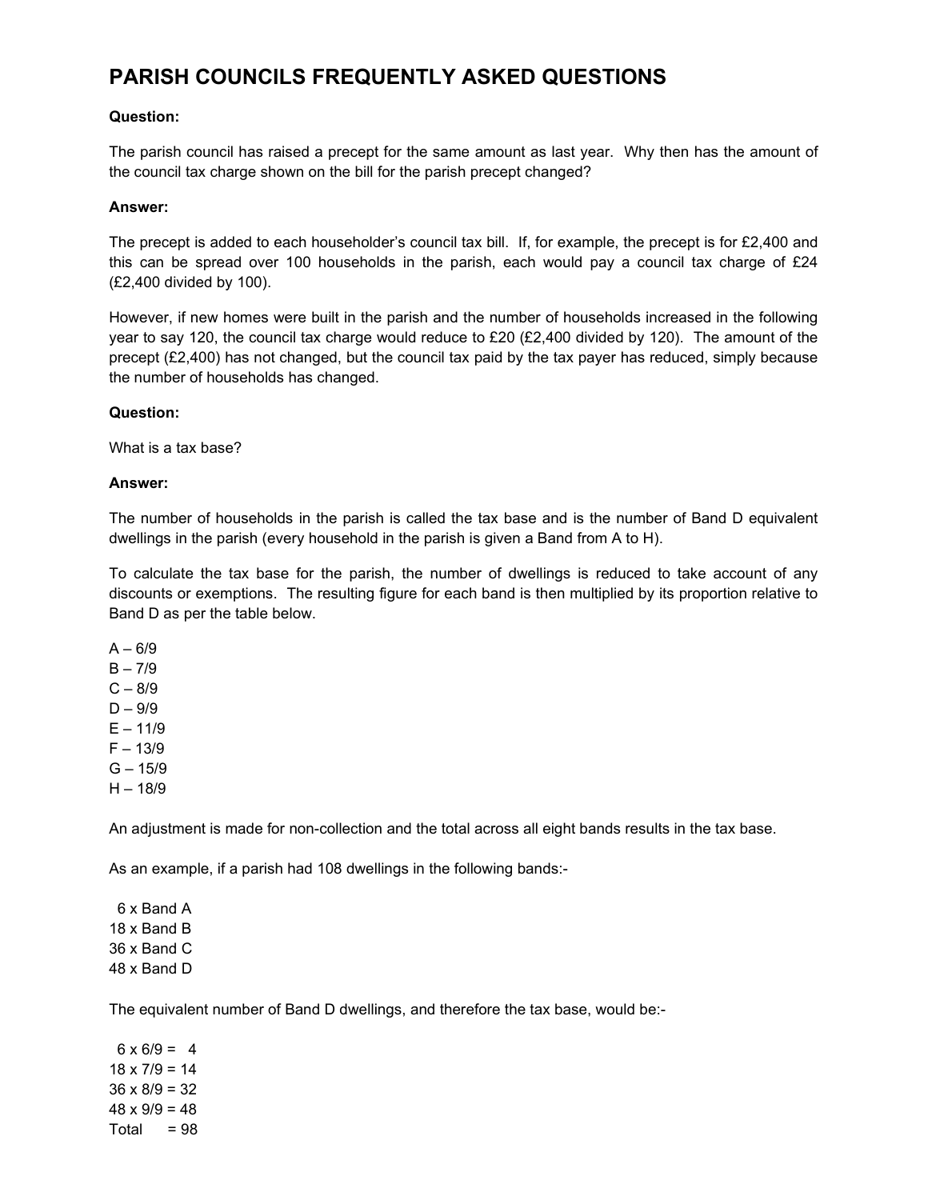# PARISH COUNCILS FREQUENTLY ASKED QUESTIONS

**Question:**

The parish council has raised a precept for the same amount as last year. Why then has the amount of the council tax charge shown on the bill for the parish precept changed?

**Answer:**

The precept is added to each householder's council tax bill. If, for example, the precept is for £2,400 and this can be spread over 100 households in the parish, each would pay a council tax charge of £24 (£2,400 divided by 100).

However, if new homes were built in the parish and the number of households increased in the following year to say 120, the council tax charge would reduce to £20 (£2,400 divided by 120). The amount of the precept (£2,400) has not changed, but the council tax paid by the tax payer has reduced, simply because the number of households has changed.

**Question:**

What is a tax base?

**Answer:**

The number of households in the parish is called the tax base and is the number of Band D equivalent dwellings in the parish (every household in the parish is given a Band from A to H).

To calculate the tax base for the parish, the number of dwellings is reduced to take account of any discounts or exemptions. The resulting figure for each band is then multiplied by its proportion relative to Band D as per the table below.

A – 6/9
B – 7/9
C – 8/9
D – 9/9
E – 11/9
F – 13/9
G – 15/9
H – 18/9

An adjustment is made for non-collection and the total across all eight bands results in the tax base.

As an example, if a parish had 108 dwellings in the following bands:-

6 x Band A
18 x Band B
36 x Band C
48 x Band D

The equivalent number of Band D dwellings, and therefore the tax base, would be:-

6 x 6/9 = 4
18 x 7/9 = 14
36 x 8/9 = 32
48 x 9/9 = 48
Total = 98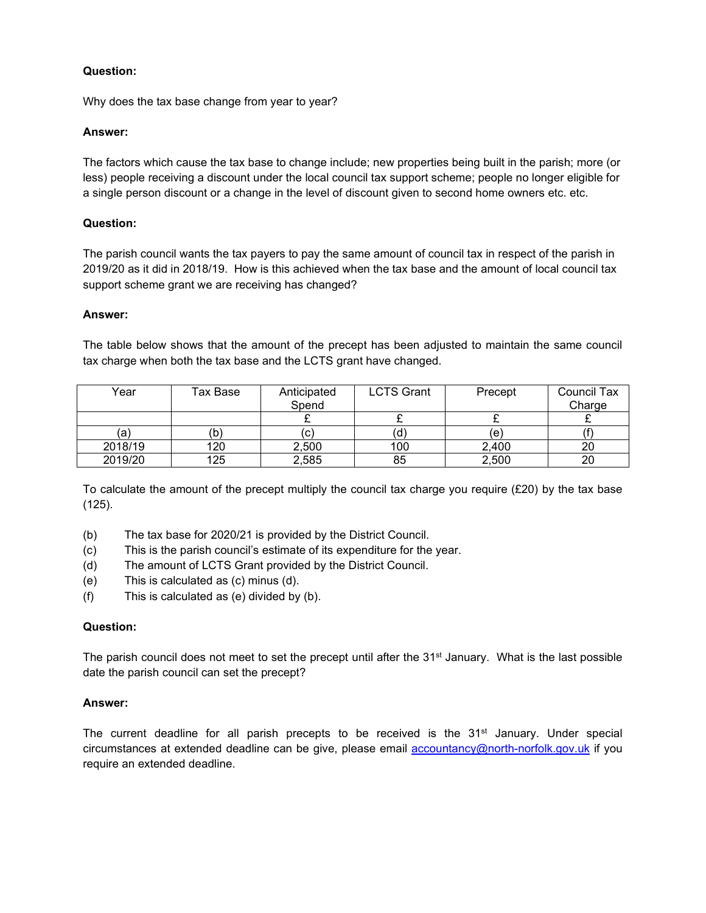**Question:**

Why does the tax base change from year to year?

**Answer:**

The factors which cause the tax base to change include; new properties being built in the parish; more (or less) people receiving a discount under the local council tax support scheme; people no longer eligible for a single person discount or a change in the level of discount given to second home owners etc. etc.

**Question:**

The parish council wants the tax payers to pay the same amount of council tax in respect of the parish in 2019/20 as it did in 2018/19. How is this achieved when the tax base and the amount of local council tax support scheme grant we are receiving has changed?

**Answer:**

The table below shows that the amount of the precept has been adjusted to maintain the same council tax charge when both the tax base and the LCTS grant have changed.

| Year | Tax Base | Anticipated Spend | LCTS Grant | Precept | Council Tax Charge |
|---|---|---|---|---|---|
| | | £ | £ | £ | £ |
| (a) | (b) | (c) | (d) | (e) | (f) |
| 2018/19 | 120 | 2,500 | 100 | 2,400 | 20 |
| 2019/20 | 125 | 2,585 | 85 | 2,500 | 20 |

To calculate the amount of the precept multiply the council tax charge you require (£20) by the tax base (125).

(b) The tax base for 2020/21 is provided by the District Council.
(c) This is the parish council's estimate of its expenditure for the year.
(d) The amount of LCTS Grant provided by the District Council.
(e) This is calculated as (c) minus (d).
(f) This is calculated as (e) divided by (b).

**Question:**

The parish council does not meet to set the precept until after the 31st January. What is the last possible date the parish council can set the precept?

**Answer:**

The current deadline for all parish precepts to be received is the 31st January. Under special circumstances at extended deadline can be give, please email accountancy@north-norfolk.gov.uk if you require an extended deadline.